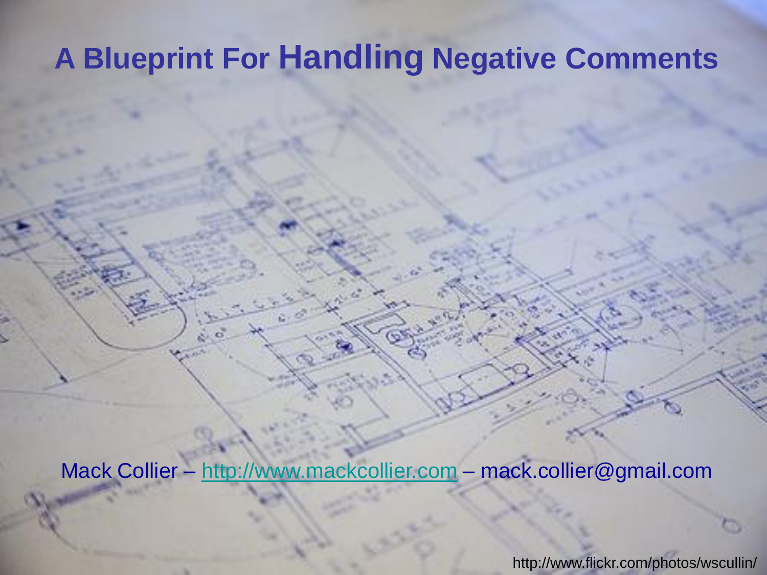# A Blueprint For Handling Negative Comments

Mack Collier – http://www.mackcollier.com – mack.collier@gmail.com

http://www.flickr.com/photos/wscullin/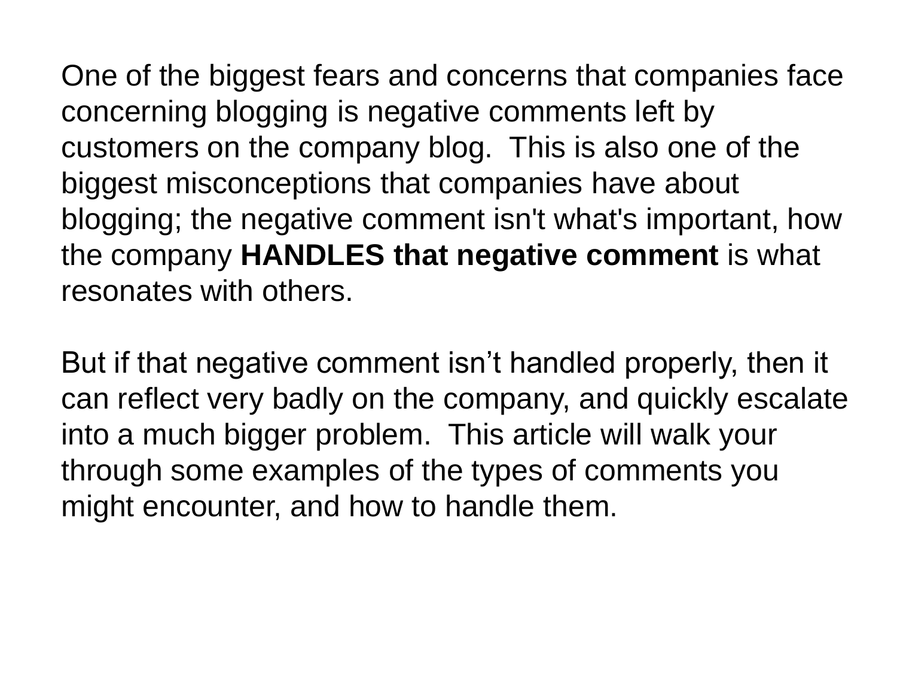One of the biggest fears and concerns that companies face concerning blogging is negative comments left by customers on the company blog.  This is also one of the biggest misconceptions that companies have about blogging; the negative comment isn't what's important, how the company **HANDLES that negative comment** is what resonates with others.

But if that negative comment isn’t handled properly, then it can reflect very badly on the company, and quickly escalate into a much bigger problem.  This article will walk your through some examples of the types of comments you might encounter, and how to handle them.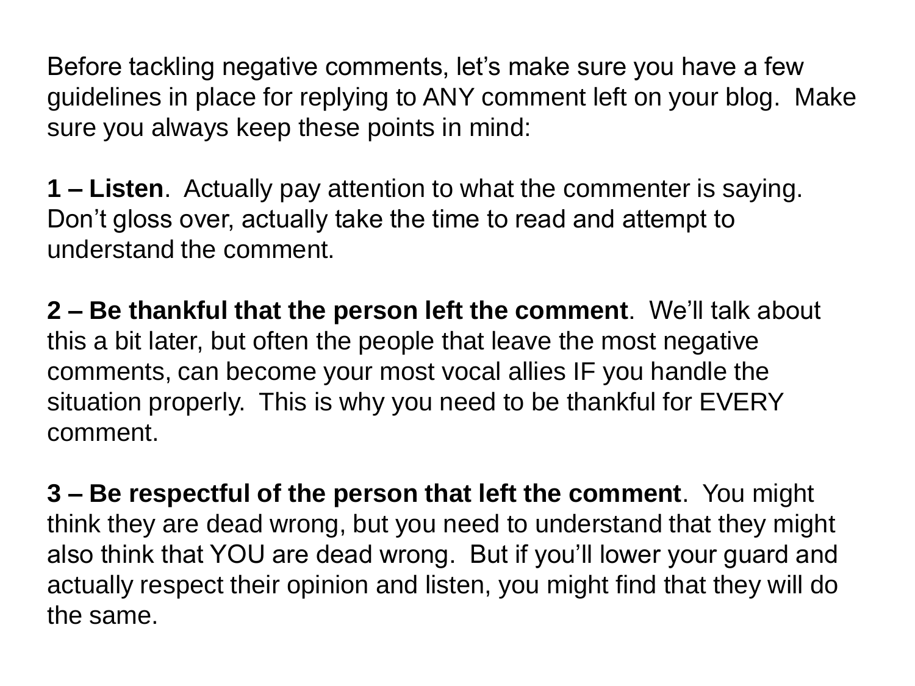Before tackling negative comments, let's make sure you have a few guidelines in place for replying to ANY comment left on your blog. Make sure you always keep these points in mind:

**1 – Listen**. Actually pay attention to what the commenter is saying. Don't gloss over, actually take the time to read and attempt to understand the comment.

**2 – Be thankful that the person left the comment**. We'll talk about this a bit later, but often the people that leave the most negative comments, can become your most vocal allies IF you handle the situation properly. This is why you need to be thankful for EVERY comment.

**3 – Be respectful of the person that left the comment**. You might think they are dead wrong, but you need to understand that they might also think that YOU are dead wrong. But if you'll lower your guard and actually respect their opinion and listen, you might find that they will do the same.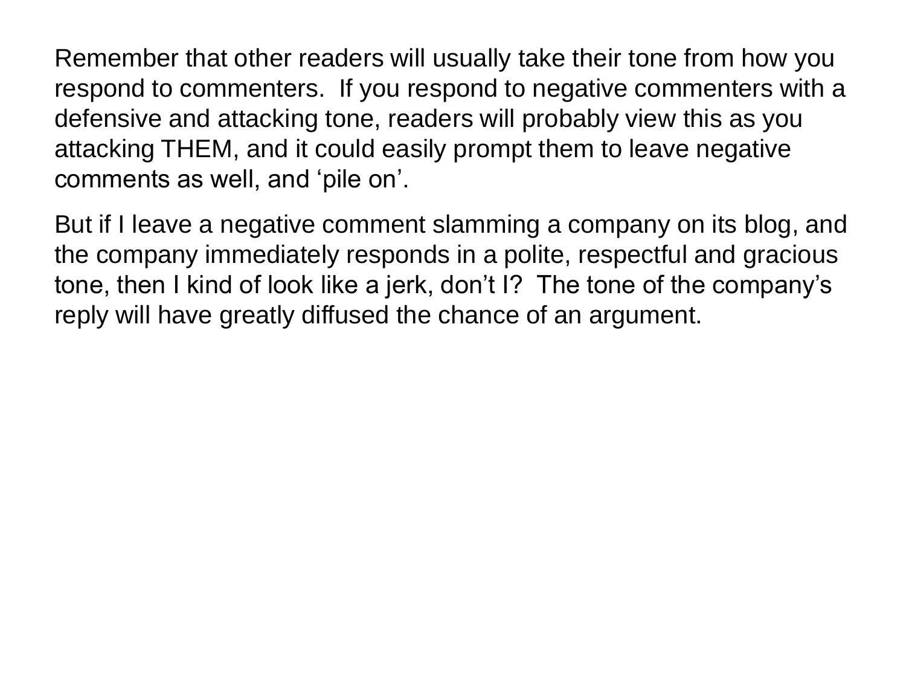Remember that other readers will usually take their tone from how you respond to commenters.  If you respond to negative commenters with a defensive and attacking tone, readers will probably view this as you attacking THEM, and it could easily prompt them to leave negative comments as well, and ‘pile on’.

But if I leave a negative comment slamming a company on its blog, and the company immediately responds in a polite, respectful and gracious tone, then I kind of look like a jerk, don’t I?  The tone of the company’s reply will have greatly diffused the chance of an argument.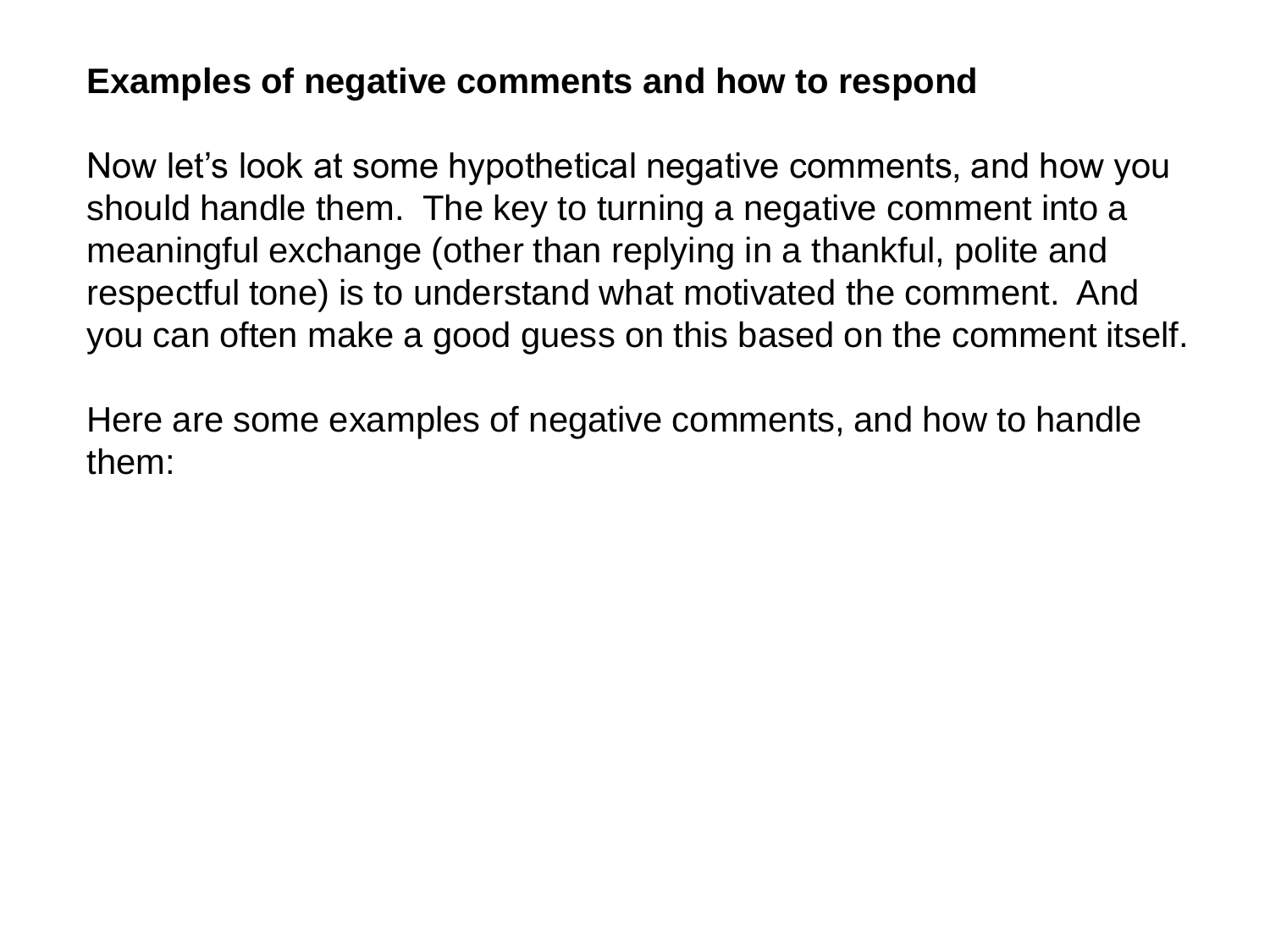**Examples of negative comments and how to respond**

Now let's look at some hypothetical negative comments, and how you should handle them. The key to turning a negative comment into a meaningful exchange (other than replying in a thankful, polite and respectful tone) is to understand what motivated the comment. And you can often make a good guess on this based on the comment itself.

Here are some examples of negative comments, and how to handle them: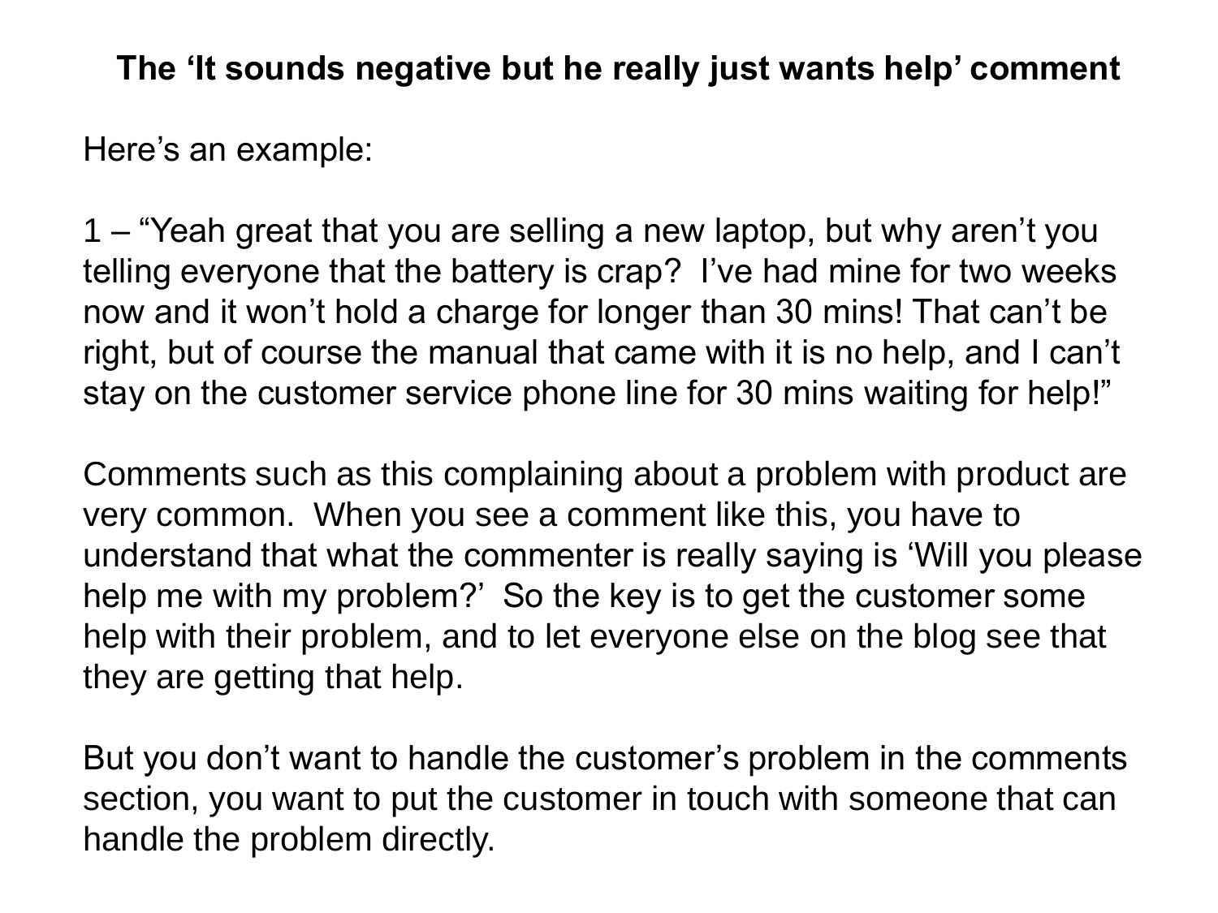## The ‘It sounds negative but he really just wants help’ comment

Here’s an example:

1 – “Yeah great that you are selling a new laptop, but why aren’t you telling everyone that the battery is crap? I’ve had mine for two weeks now and it won’t hold a charge for longer than 30 mins! That can’t be right, but of course the manual that came with it is no help, and I can’t stay on the customer service phone line for 30 mins waiting for help!”

Comments such as this complaining about a problem with product are very common. When you see a comment like this, you have to understand that what the commenter is really saying is ‘Will you please help me with my problem?’ So the key is to get the customer some help with their problem, and to let everyone else on the blog see that they are getting that help.

But you don’t want to handle the customer’s problem in the comments section, you want to put the customer in touch with someone that can handle the problem directly.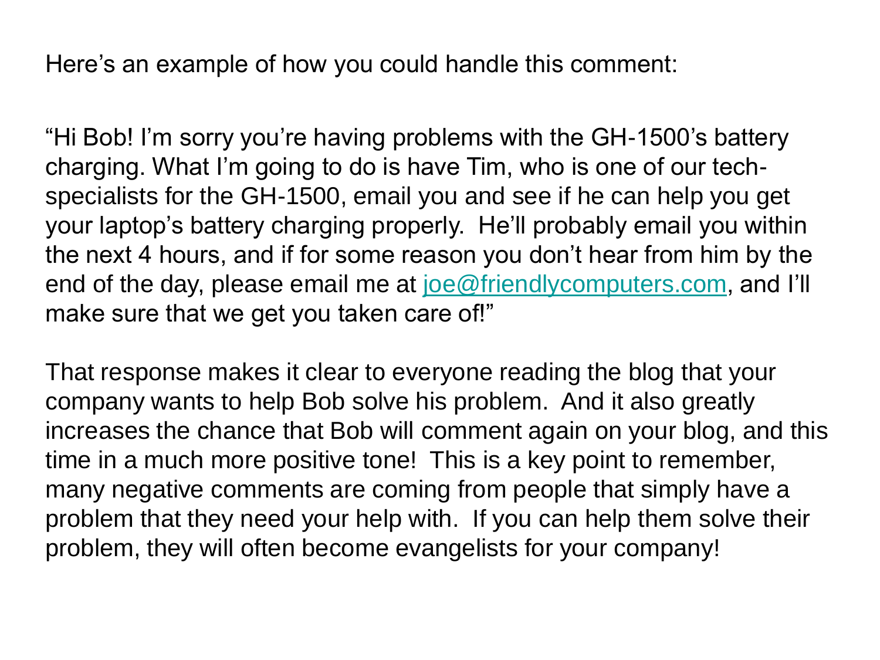Here's an example of how you could handle this comment:

"Hi Bob! I'm sorry you're having problems with the GH-1500's battery charging. What I'm going to do is have Tim, who is one of our tech-specialists for the GH-1500, email you and see if he can help you get your laptop's battery charging properly. He'll probably email you within the next 4 hours, and if for some reason you don't hear from him by the end of the day, please email me at joe@friendlycomputers.com, and I'll make sure that we get you taken care of!"

That response makes it clear to everyone reading the blog that your company wants to help Bob solve his problem. And it also greatly increases the chance that Bob will comment again on your blog, and this time in a much more positive tone! This is a key point to remember, many negative comments are coming from people that simply have a problem that they need your help with. If you can help them solve their problem, they will often become evangelists for your company!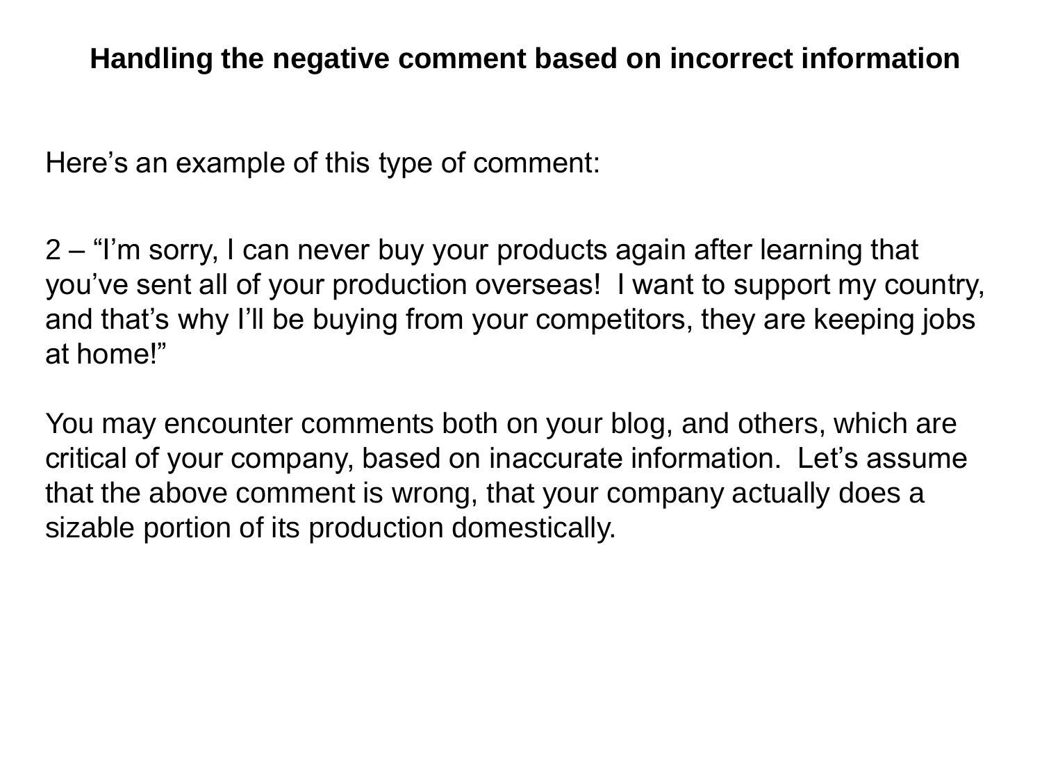## Handling the negative comment based on incorrect information

Here's an example of this type of comment:

2 – "I'm sorry, I can never buy your products again after learning that you've sent all of your production overseas!  I want to support my country, and that's why I'll be buying from your competitors, they are keeping jobs at home!"

You may encounter comments both on your blog, and others, which are critical of your company, based on inaccurate information.  Let's assume that the above comment is wrong, that your company actually does a sizable portion of its production domestically.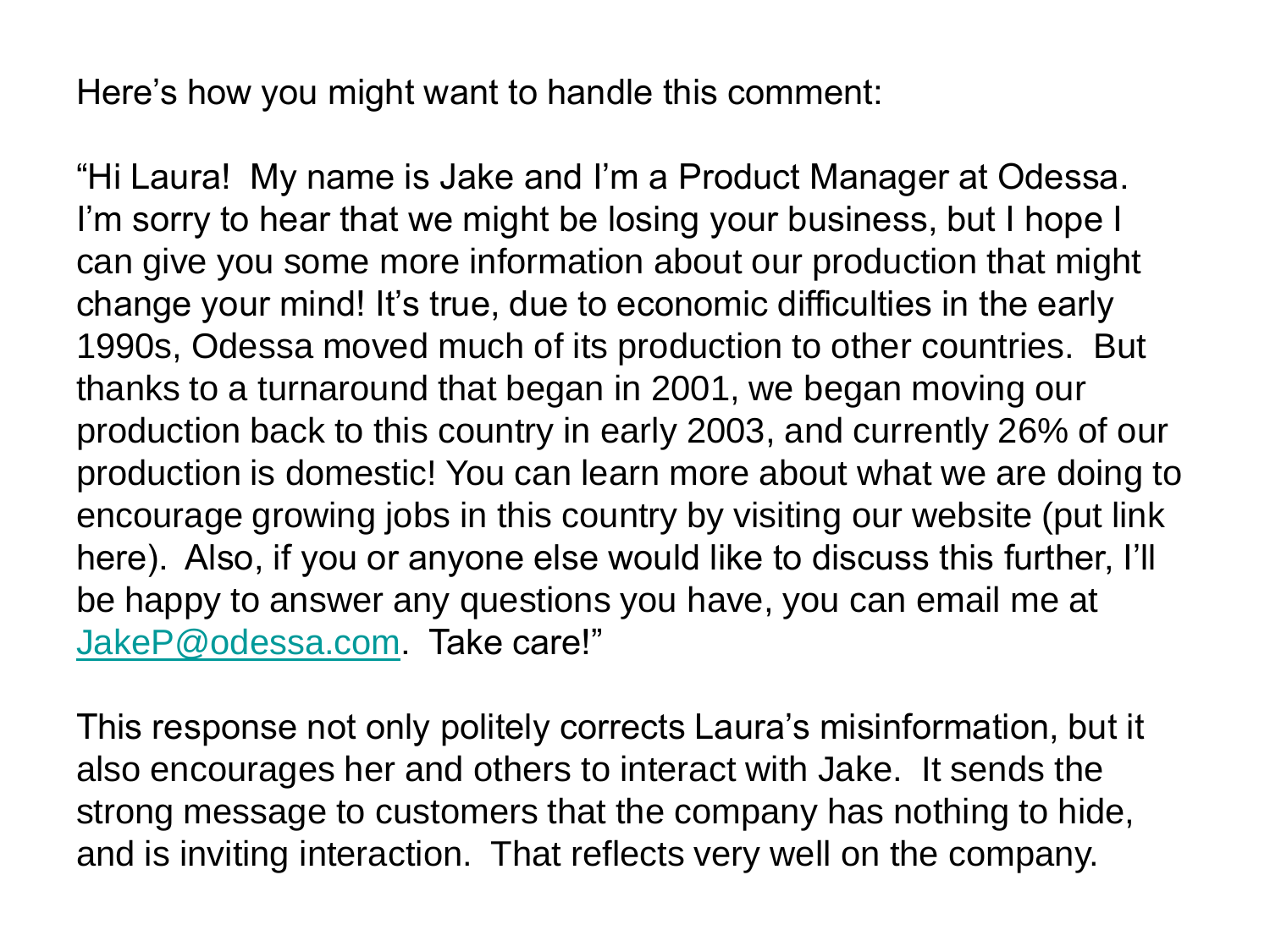Here’s how you might want to handle this comment:

“Hi Laura!  My name is Jake and I’m a Product Manager at Odessa.  I’m sorry to hear that we might be losing your business, but I hope I can give you some more information about our production that might change your mind! It’s true, due to economic difficulties in the early 1990s, Odessa moved much of its production to other countries.  But thanks to a turnaround that began in 2001, we began moving our production back to this country in early 2003, and currently 26% of our production is domestic! You can learn more about what we are doing to encourage growing jobs in this country by visiting our website (put link here).  Also, if you or anyone else would like to discuss this further, I’ll be happy to answer any questions you have, you can email me at [JakeP@odessa.com](mailto:JakeP@odessa.com).  Take care!”

This response not only politely corrects Laura’s misinformation, but it also encourages her and others to interact with Jake.  It sends the strong message to customers that the company has nothing to hide, and is inviting interaction.  That reflects very well on the company.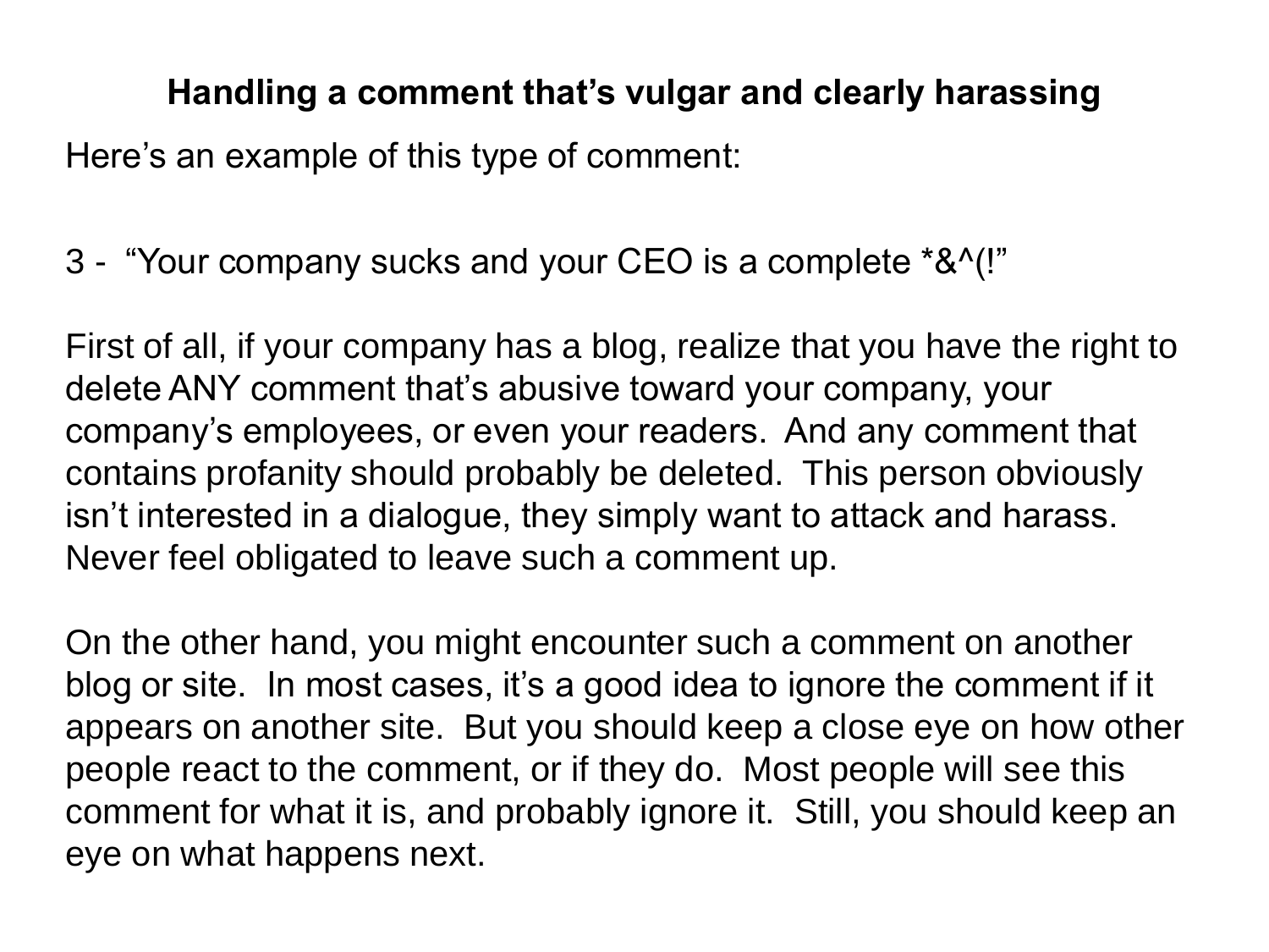## Handling a comment that's vulgar and clearly harassing

Here's an example of this type of comment:

3 - "Your company sucks and your CEO is a complete *&^(!"

First of all, if your company has a blog, realize that you have the right to delete ANY comment that's abusive toward your company, your company's employees, or even your readers. And any comment that contains profanity should probably be deleted. This person obviously isn't interested in a dialogue, they simply want to attack and harass. Never feel obligated to leave such a comment up.

On the other hand, you might encounter such a comment on another blog or site. In most cases, it's a good idea to ignore the comment if it appears on another site. But you should keep a close eye on how other people react to the comment, or if they do. Most people will see this comment for what it is, and probably ignore it. Still, you should keep an eye on what happens next.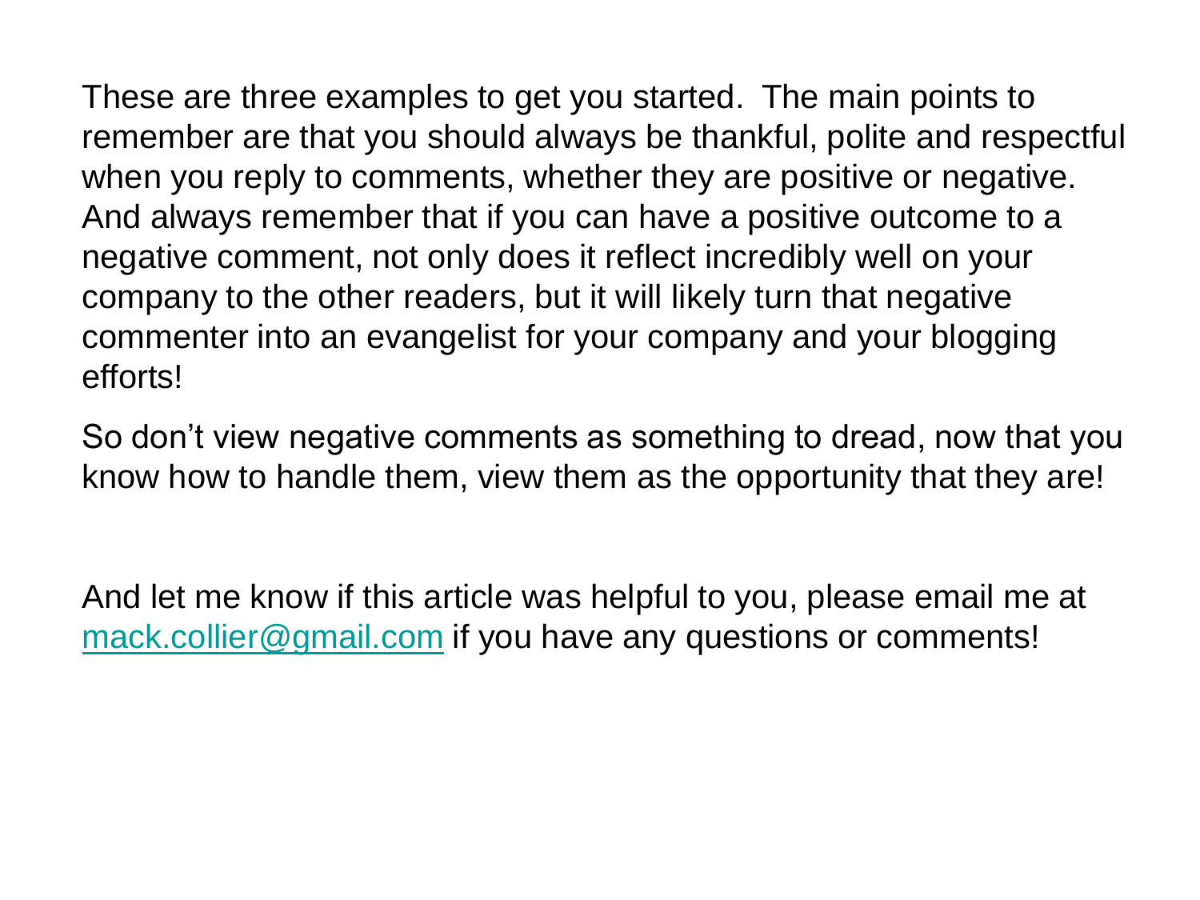These are three examples to get you started. The main points to remember are that you should always be thankful, polite and respectful when you reply to comments, whether they are positive or negative. And always remember that if you can have a positive outcome to a negative comment, not only does it reflect incredibly well on your company to the other readers, but it will likely turn that negative commenter into an evangelist for your company and your blogging efforts!

So don't view negative comments as something to dread, now that you know how to handle them, view them as the opportunity that they are!

And let me know if this article was helpful to you, please email me at [mack.collier@gmail.com](mailto:mack.collier@gmail.com) if you have any questions or comments!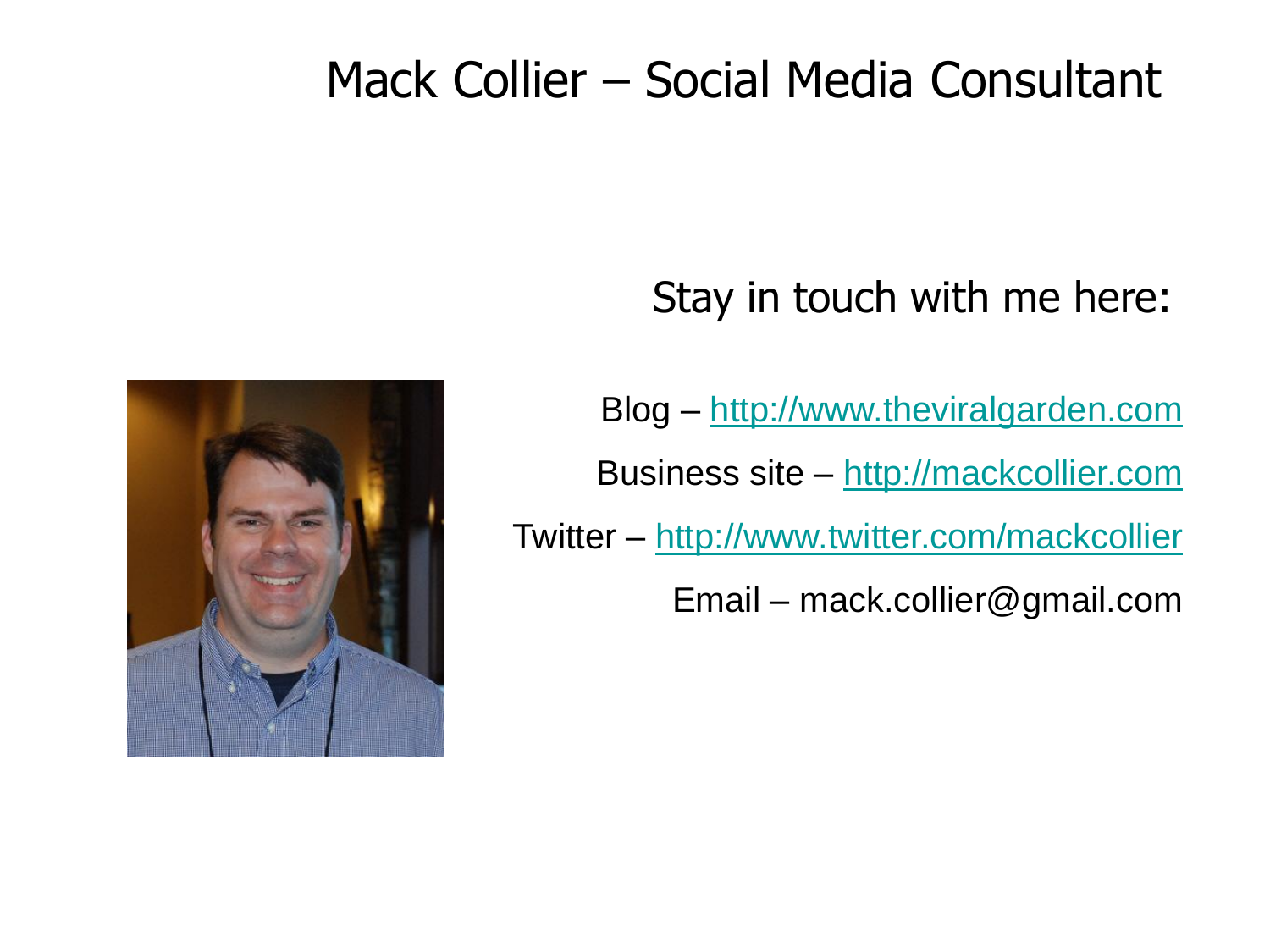# Mack Collier – Social Media Consultant

Stay in touch with me here:

Blog – http://www.theviralgarden.com

Business site – http://mackcollier.com

Twitter – http://www.twitter.com/mackcollier

Email – mack.collier@gmail.com